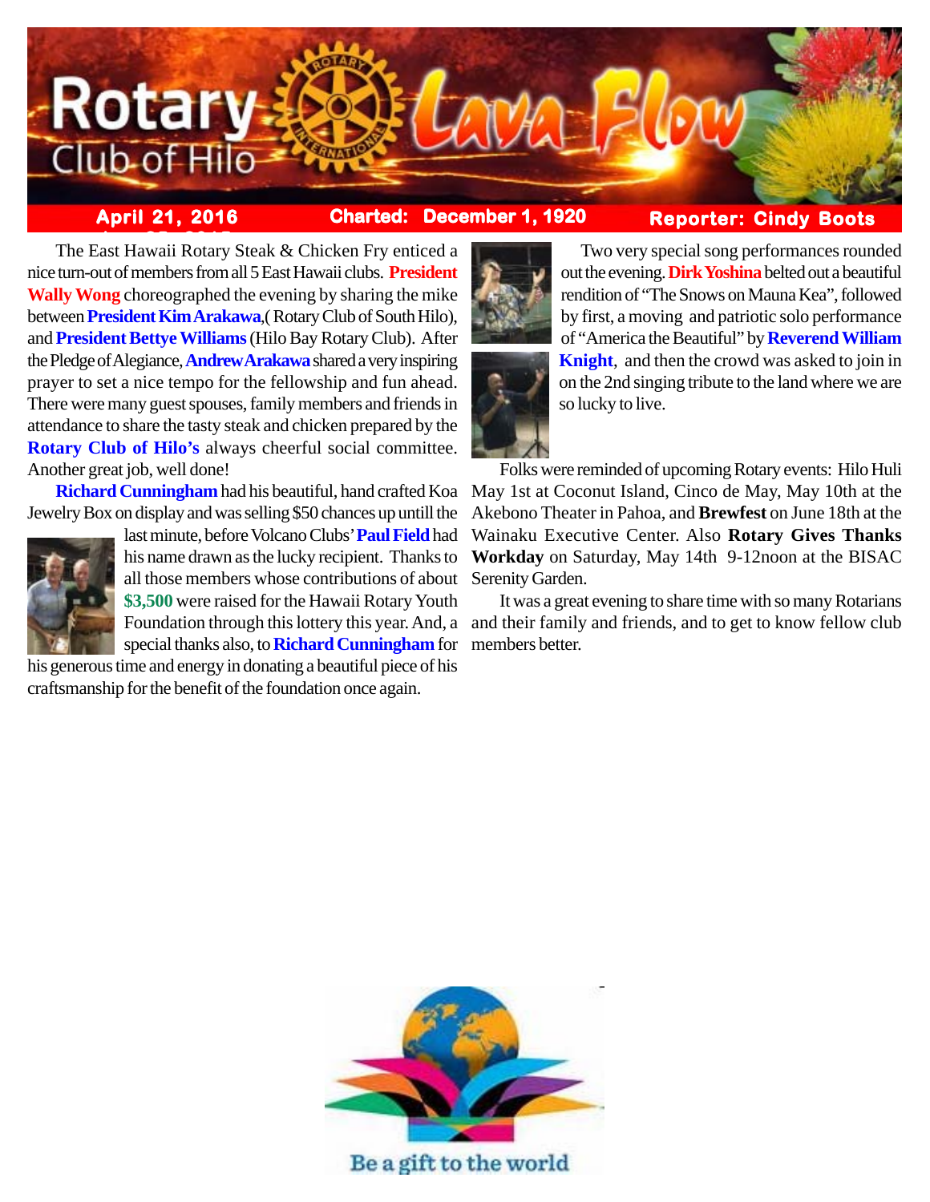# Rotary Club of Hilo — Lava Flow

**April 21, 2016** | **Charted: December 1, 1920** | **Reporter: Cindy Boots**

The East Hawaii Rotary Steak & Chicken Fry enticed a nice turn-out of members from all 5 East Hawaii clubs. **President Wally Wong** choreographed the evening by sharing the mike between **President Kim Arakawa**,( Rotary Club of South Hilo), and **President Bettye Williams** (Hilo Bay Rotary Club). After the Pledge of Alegiance, **Andrew Arakawa** shared a very inspiring prayer to set a nice tempo for the fellowship and fun ahead. There were many guest spouses, family members and friends in attendance to share the tasty steak and chicken prepared by the **Rotary Club of Hilo's** always cheerful social committee. Another great job, well done!

**Richard Cunningham** had his beautiful, hand crafted Koa Jewelry Box on display and was selling $50 chances up untill the last minute, before Volcano Clubs' **Paul Field** had his name drawn as the lucky recipient. Thanks to all those members whose contributions of about **$3,500** were raised for the Hawaii Rotary Youth Foundation through this lottery this year. And, a special thanks also, to **Richard Cunningham** for his generous time and energy in donating a beautiful piece of his craftsmanship for the benefit of the foundation once again.

Two very special song performances rounded out the evening. **Dirk Yoshina** belted out a beautiful rendition of "The Snows on Mauna Kea", followed by first, a moving and patriotic solo performance of "America the Beautiful" by **Reverend William Knight**, and then the crowd was asked to join in on the 2nd singing tribute to the land where we are so lucky to live.

Folks were reminded of upcoming Rotary events: Hilo Huli May 1st at Coconut Island, Cinco de May, May 10th at the Akebono Theater in Pahoa, and **Brewfest** on June 18th at the Wainaku Executive Center. Also **Rotary Gives Thanks Workday** on Saturday, May 14th 9-12noon at the BISAC Serenity Garden.

It was a great evening to share time with so many Rotarians and their family and friends, and to get to know fellow club members better.

Be a gift to the world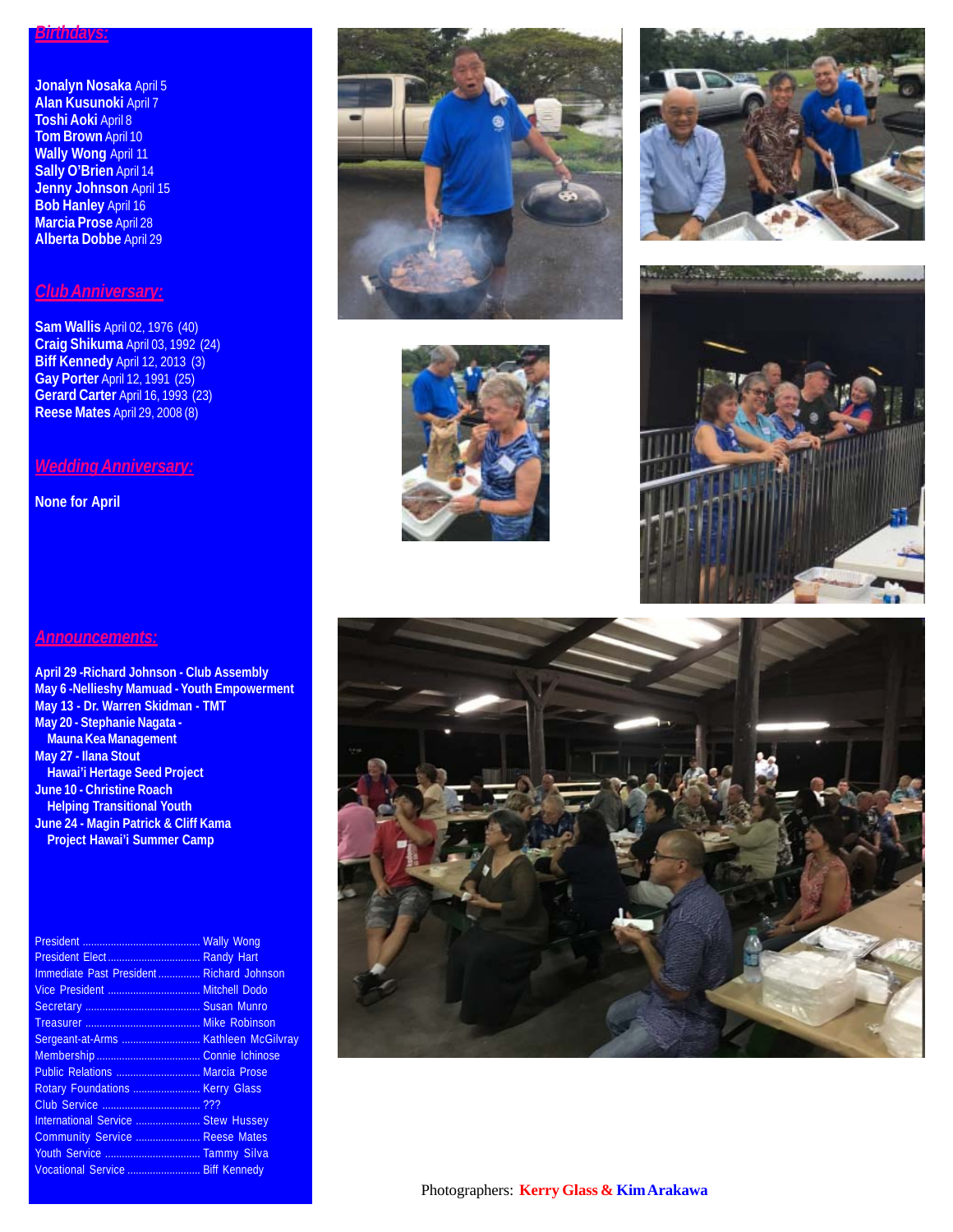## Birthdays:

**Jonalyn Nosaka** April 5
**Alan Kusunoki** April 7
**Toshi Aoki** April 8
**Tom Brown** April 10
**Wally Wong** April 11
**Sally O'Brien** April 14
**Jenny Johnson** April 15
**Bob Hanley** April 16
**Marcia Prose** April 28
**Alberta Dobbe** April 29

## Club Anniversary:

**Sam Wallis** April 02, 1976 (40)
**Craig Shikuma** April 03, 1992 (24)
**Biff Kennedy** April 12, 2013 (3)
**Gay Porter** April 12, 1991 (25)
**Gerard Carter** April 16, 1993 (23)
**Reese Mates** April 29, 2008 (8)

## Wedding Anniversary:

**None for April**

## Announcements:

**April 29 -Richard Johnson - Club Assembly**
**May 6 -Nellieshy Mamuad - Youth Empowerment**
**May 13 - Dr. Warren Skidman - TMT**
**May 20 - Stephanie Nagata - Mauna Kea Management**
**May 27 - Ilana Stout Hawai'i Hertage Seed Project**
**June 10 - Christine Roach Helping Transitional Youth**
**June 24 - Magin Patrick & Cliff Kama Project Hawai'i Summer Camp**

| | |
|---|---|
| President | Wally Wong |
| President Elect | Randy Hart |
| Immediate Past President | Richard Johnson |
| Vice President | Mitchell Dodo |
| Secretary | Susan Munro |
| Treasurer | Mike Robinson |
| Sergeant-at-Arms | Kathleen McGilvray |
| Membership | Connie Ichinose |
| Public Relations | Marcia Prose |
| Rotary Foundations | Kerry Glass |
| Club Service | ??? |
| International Service | Stew Hussey |
| Community Service | Reese Mates |
| Youth Service | Tammy Silva |
| Vocational Service | Biff Kennedy |

Photographers: **Kerry Glass & Kim Arakawa**